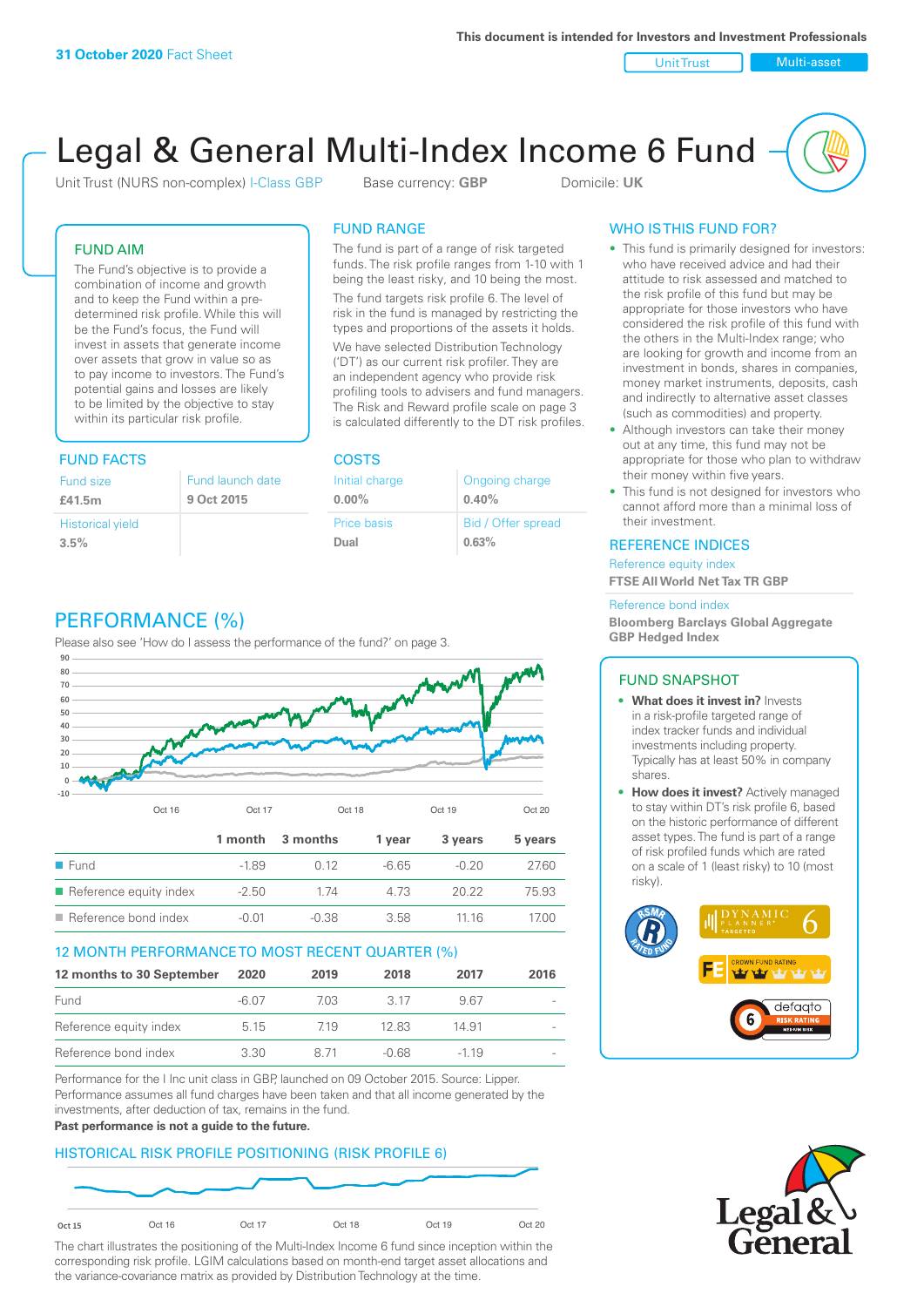**31 October 2020** Fact Sheet

This document is intended for Investors and Investment Professionals

Unit Trust | Multi-asset

# Legal & General Multi-Index Income 6 Fund

Unit Trust (NURS non-complex) I-Class GBP    Base currency: **GBP**    Domicile: **UK**

## FUND AIM

The Fund's objective is to provide a combination of income and growth and to keep the Fund within a pre-determined risk profile. While this will be the Fund's focus, the Fund will invest in assets that generate income over assets that grow in value so as to pay income to investors. The Fund's potential gains and losses are likely to be limited by the objective to stay within its particular risk profile.

## FUND RANGE

The fund is part of a range of risk targeted funds. The risk profile ranges from 1-10 with 1 being the least risky, and 10 being the most.

The fund targets risk profile 6. The level of risk in the fund is managed by restricting the types and proportions of the assets it holds.

We have selected Distribution Technology ('DT') as our current risk profiler. They are an independent agency who provide risk profiling tools to advisers and fund managers. The Risk and Reward profile scale on page 3 is calculated differently to the DT risk profiles.

## WHO IS THIS FUND FOR?

- This fund is primarily designed for investors: who have received advice and had their attitude to risk assessed and matched to the risk profile of this fund but may be appropriate for those investors who have considered the risk profile of this fund with the others in the Multi-Index range; who are looking for growth and income from an investment in bonds, shares in companies, money market instruments, deposits, cash and indirectly to alternative asset classes (such as commodities) and property.
- Although investors can take their money out at any time, this fund may not be appropriate for those who plan to withdraw their money within five years.
- This fund is not designed for investors who cannot afford more than a minimal loss of their investment.

## FUND FACTS

| Fund size | Fund launch date |
|---|---|
| **£41.5m** | **9 Oct 2015** |
| Historical yield | |
| **3.5%** | |

## COSTS

| Initial charge | Ongoing charge |
|---|---|
| **0.00%** | **0.40%** |
| Price basis | Bid / Offer spread |
| **Dual** | **0.63%** |

## REFERENCE INDICES

Reference equity index
**FTSE All World Net Tax TR GBP**

Reference bond index
**Bloomberg Barclays Global Aggregate GBP Hedged Index**

## PERFORMANCE (%)

Please also see 'How do I assess the performance of the fund?' on page 3.

| | 1 month | 3 months | 1 year | 3 years | 5 years |
|---|---|---|---|---|---|
| Fund | -1.89 | 0.12 | -6.65 | -0.20 | 27.60 |
| Reference equity index | -2.50 | 1.74 | 4.73 | 20.22 | 75.93 |
| Reference bond index | -0.01 | -0.38 | 3.58 | 11.16 | 17.00 |

## 12 MONTH PERFORMANCE TO MOST RECENT QUARTER (%)

| 12 months to 30 September | 2020 | 2019 | 2018 | 2017 | 2016 |
|---|---|---|---|---|---|
| Fund | -6.07 | 7.03 | 3.17 | 9.67 | - |
| Reference equity index | 5.15 | 7.19 | 12.83 | 14.91 | - |
| Reference bond index | 3.30 | 8.71 | -0.68 | -1.19 | - |

Performance for the I Inc unit class in GBP, launched on 09 October 2015. Source: Lipper. Performance assumes all fund charges have been taken and that all income generated by the investments, after deduction of tax, remains in the fund.

**Past performance is not a guide to the future.**

## FUND SNAPSHOT

- **What does it invest in?** Invests in a risk-profile targeted range of index tracker funds and individual investments including property. Typically has at least 50% in company shares.
- **How does it invest?** Actively managed to stay within DT's risk profile 6, based on the historic performance of different asset types. The fund is part of a range of risk profiled funds which are rated on a scale of 1 (least risky) to 10 (most risky).

## HISTORICAL RISK PROFILE POSITIONING (RISK PROFILE 6)

The chart illustrates the positioning of the Multi-Index Income 6 fund since inception within the corresponding risk profile. LGIM calculations based on month-end target asset allocations and the variance-covariance matrix as provided by Distribution Technology at the time.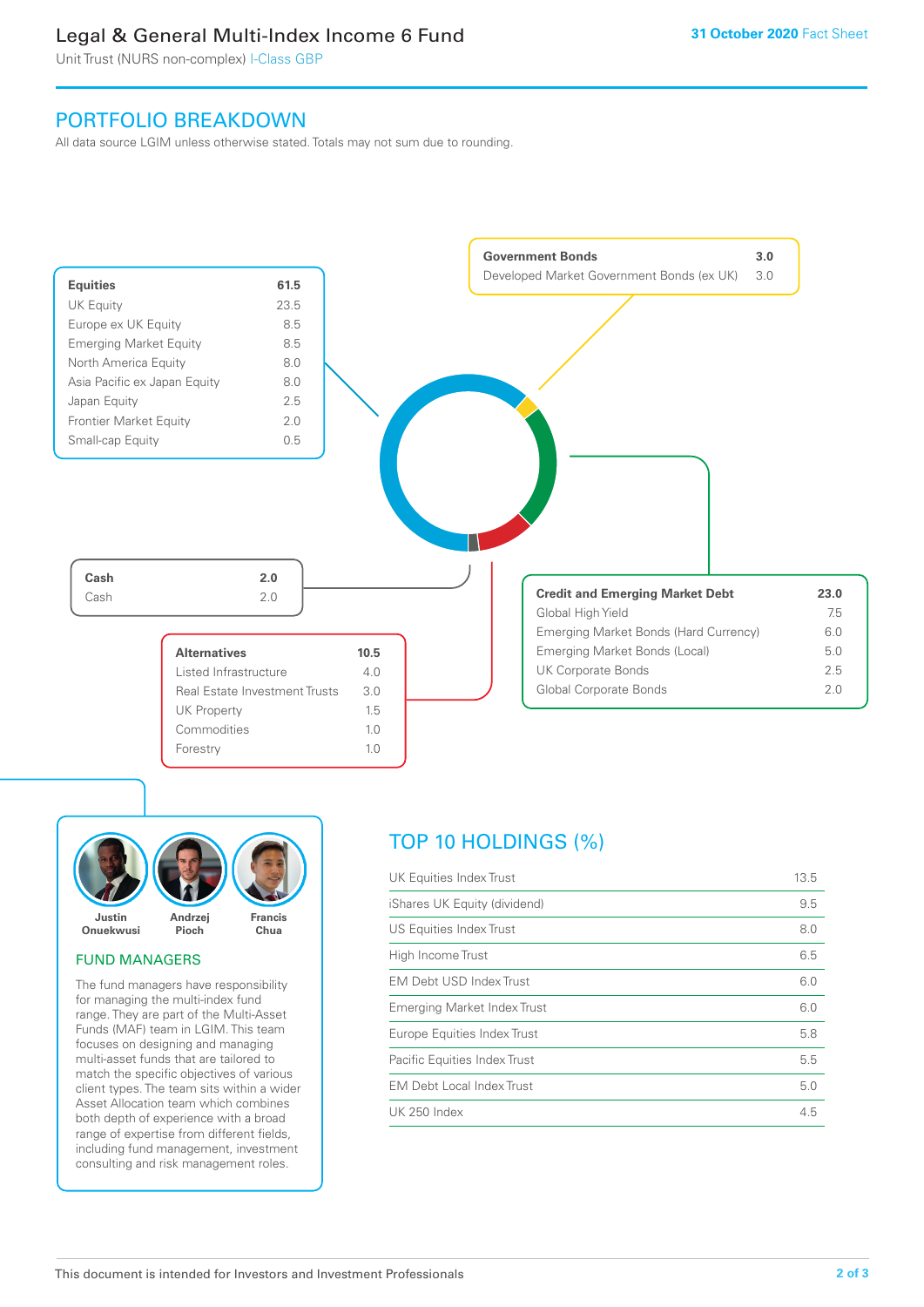# Legal & General Multi-Index Income 6 Fund

Unit Trust (NURS non-complex) I-Class GBP

**31 October 2020** Fact Sheet

## PORTFOLIO BREAKDOWN

All data source LGIM unless otherwise stated. Totals may not sum due to rounding.

| Equities | 61.5 |
|---|---|
| UK Equity | 23.5 |
| Europe ex UK Equity | 8.5 |
| Emerging Market Equity | 8.5 |
| North America Equity | 8.0 |
| Asia Pacific ex Japan Equity | 8.0 |
| Japan Equity | 2.5 |
| Frontier Market Equity | 2.0 |
| Small-cap Equity | 0.5 |

| Government Bonds | 3.0 |
|---|---|
| Developed Market Government Bonds (ex UK) | 3.0 |

| Credit and Emerging Market Debt | 23.0 |
|---|---|
| Global High Yield | 7.5 |
| Emerging Market Bonds (Hard Currency) | 6.0 |
| Emerging Market Bonds (Local) | 5.0 |
| UK Corporate Bonds | 2.5 |
| Global Corporate Bonds | 2.0 |

| Cash | 2.0 |
|---|---|
| Cash | 2.0 |

| Alternatives | 10.5 |
|---|---|
| Listed Infrastructure | 4.0 |
| Real Estate Investment Trusts | 3.0 |
| UK Property | 1.5 |
| Commodities | 1.0 |
| Forestry | 1.0 |

Justin Onuekwusi, Andrzej Pioch, Francis Chua

### FUND MANAGERS

The fund managers have responsibility for managing the multi-index fund range. They are part of the Multi-Asset Funds (MAF) team in LGIM. This team focuses on designing and managing multi-asset funds that are tailored to match the specific objectives of various client types. The team sits within a wider Asset Allocation team which combines both depth of experience with a broad range of expertise from different fields, including fund management, investment consulting and risk management roles.

## TOP 10 HOLDINGS (%)

| Holding | % |
|---|---|
| UK Equities Index Trust | 13.5 |
| iShares UK Equity (dividend) | 9.5 |
| US Equities Index Trust | 8.0 |
| High Income Trust | 6.5 |
| EM Debt USD Index Trust | 6.0 |
| Emerging Market Index Trust | 6.0 |
| Europe Equities Index Trust | 5.8 |
| Pacific Equities Index Trust | 5.5 |
| EM Debt Local Index Trust | 5.0 |
| UK 250 Index | 4.5 |

This document is intended for Investors and Investment Professionals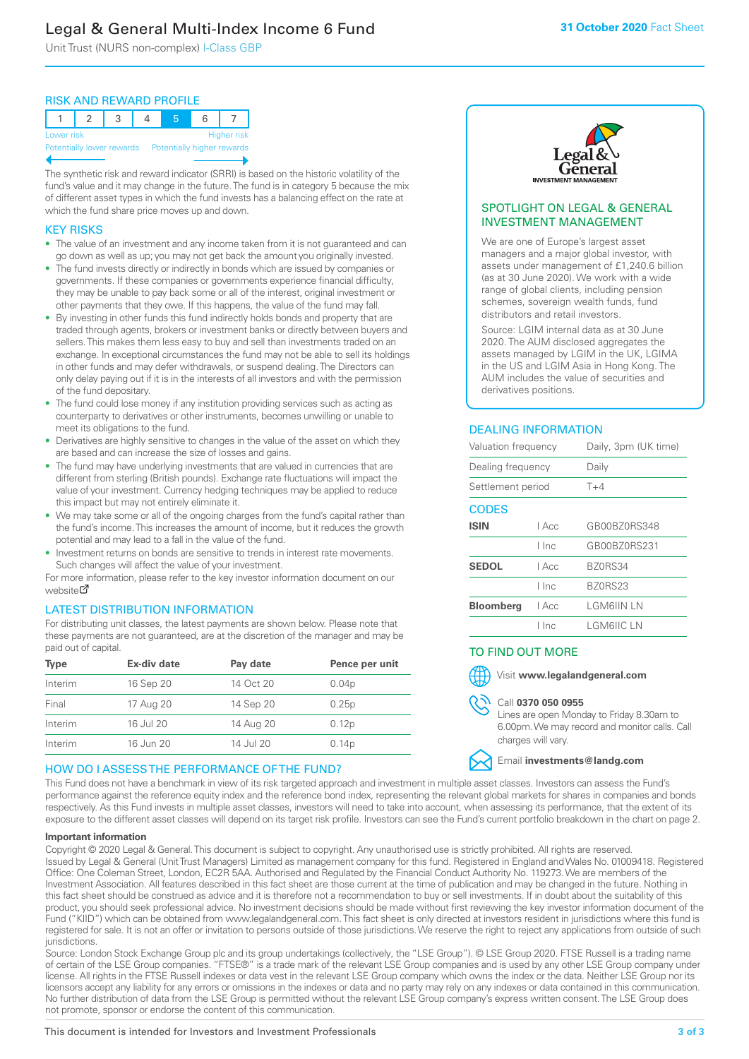# Legal & General Multi-Index Income 6 Fund

Unit Trust (NURS non-complex) I-Class GBP

**31 October 2020** Fact Sheet

## RISK AND REWARD PROFILE

| 1 | 2 | 3 | 4 | 5 | 6 | 7 |
|---|---|---|---|---|---|---|

Lower risk — Higher risk

Potentially lower rewards — Potentially higher rewards

The synthetic risk and reward indicator (SRRI) is based on the historic volatility of the fund's value and it may change in the future. The fund is in category 5 because the mix of different asset types in which the fund invests has a balancing effect on the rate at which the fund share price moves up and down.

## KEY RISKS

- The value of an investment and any income taken from it is not guaranteed and can go down as well as up; you may not get back the amount you originally invested.
- The fund invests directly or indirectly in bonds which are issued by companies or governments. If these companies or governments experience financial difficulty, they may be unable to pay back some or all of the interest, original investment or other payments that they owe. If this happens, the value of the fund may fall.
- By investing in other funds this fund indirectly holds bonds and property that are traded through agents, brokers or investment banks or directly between buyers and sellers. This makes them less easy to buy and sell than investments traded on an exchange. In exceptional circumstances the fund may not be able to sell its holdings in other funds and may defer withdrawals, or suspend dealing. The Directors can only delay paying out if it is in the interests of all investors and with the permission of the fund depositary.
- The fund could lose money if any institution providing services such as acting as counterparty to derivatives or other instruments, becomes unwilling or unable to meet its obligations to the fund.
- Derivatives are highly sensitive to changes in the value of the asset on which they are based and can increase the size of losses and gains.
- The fund may have underlying investments that are valued in currencies that are different from sterling (British pounds). Exchange rate fluctuations will impact the value of your investment. Currency hedging techniques may be applied to reduce this impact but may not entirely eliminate it.
- We may take some or all of the ongoing charges from the fund's capital rather than the fund's income. This increases the amount of income, but it reduces the growth potential and may lead to a fall in the value of the fund.
- Investment returns on bonds are sensitive to trends in interest rate movements. Such changes will affect the value of your investment.

For more information, please refer to the key investor information document on our website

## LATEST DISTRIBUTION INFORMATION

For distributing unit classes, the latest payments are shown below. Please note that these payments are not guaranteed, are at the discretion of the manager and may be paid out of capital.

| Type | Ex-div date | Pay date | Pence per unit |
|---|---|---|---|
| Interim | 16 Sep 20 | 14 Oct 20 | 0.04p |
| Final | 17 Aug 20 | 14 Sep 20 | 0.25p |
| Interim | 16 Jul 20 | 14 Aug 20 | 0.12p |
| Interim | 16 Jun 20 | 14 Jul 20 | 0.14p |

## HOW DO I ASSESS THE PERFORMANCE OF THE FUND?

This Fund does not have a benchmark in view of its risk targeted approach and investment in multiple asset classes. Investors can assess the Fund's performance against the reference equity index and the reference bond index, representing the relevant global markets for shares in companies and bonds respectively. As this Fund invests in multiple asset classes, investors will need to take into account, when assessing its performance, that the extent of its exposure to the different asset classes will depend on its target risk profile. Investors can see the Fund's current portfolio breakdown in the chart on page 2.

## SPOTLIGHT ON LEGAL & GENERAL INVESTMENT MANAGEMENT

We are one of Europe's largest asset managers and a major global investor, with assets under management of £1,240.6 billion (as at 30 June 2020). We work with a wide range of global clients, including pension schemes, sovereign wealth funds, fund distributors and retail investors.

Source: LGIM internal data as at 30 June 2020. The AUM disclosed aggregates the assets managed by LGIM in the UK, LGIMA in the US and LGIM Asia in Hong Kong. The AUM includes the value of securities and derivatives positions.

## DEALING INFORMATION

| | |
|---|---|
| Valuation frequency | Daily, 3pm (UK time) |
| Dealing frequency | Daily |
| Settlement period | T+4 |

## CODES

| | | |
|---|---|---|
| **ISIN** | I Acc | GB00BZ0RS348 |
| | I Inc | GB00BZ0RS231 |
| **SEDOL** | I Acc | BZ0RS34 |
| | I Inc | BZ0RS23 |
| **Bloomberg** | I Acc | LGM6IIN LN |
| | I Inc | LGM6IIC LN |

## TO FIND OUT MORE

Visit **www.legalandgeneral.com**

Call **0370 050 0955**
Lines are open Monday to Friday 8.30am to 6.00pm. We may record and monitor calls. Call charges will vary.

Email **investments@landg.com**

**Important information**

Copyright © 2020 Legal & General. This document is subject to copyright. Any unauthorised use is strictly prohibited. All rights are reserved. Issued by Legal & General (Unit Trust Managers) Limited as management company for this fund. Registered in England and Wales No. 01009418. Registered Office: One Coleman Street, London, EC2R 5AA. Authorised and Regulated by the Financial Conduct Authority No. 119273. We are members of the Investment Association. All features described in this fact sheet are those current at the time of publication and may be changed in the future. Nothing in this fact sheet should be construed as advice and it is therefore not a recommendation to buy or sell investments. If in doubt about the suitability of this product, you should seek professional advice. No investment decisions should be made without first reviewing the key investor information document of the Fund ("KIID") which can be obtained from www.legalandgeneral.com. This fact sheet is only directed at investors resident in jurisdictions where this fund is registered for sale. It is not an offer or invitation to persons outside of those jurisdictions. We reserve the right to reject any applications from outside of such jurisdictions.

Source: London Stock Exchange Group plc and its group undertakings (collectively, the "LSE Group"). © LSE Group 2020. FTSE Russell is a trading name of certain of the LSE Group companies. "FTSE®" is a trade mark of the relevant LSE Group companies and is used by any other LSE Group company under license. All rights in the FTSE Russell indexes or data vest in the relevant LSE Group company which owns the index or the data. Neither LSE Group nor its licensors accept any liability for any errors or omissions in the indexes or data and no party may rely on any indexes or data contained in this communication. No further distribution of data from the LSE Group is permitted without the relevant LSE Group company's express written consent. The LSE Group does not promote, sponsor or endorse the content of this communication.

This document is intended for Investors and Investment Professionals